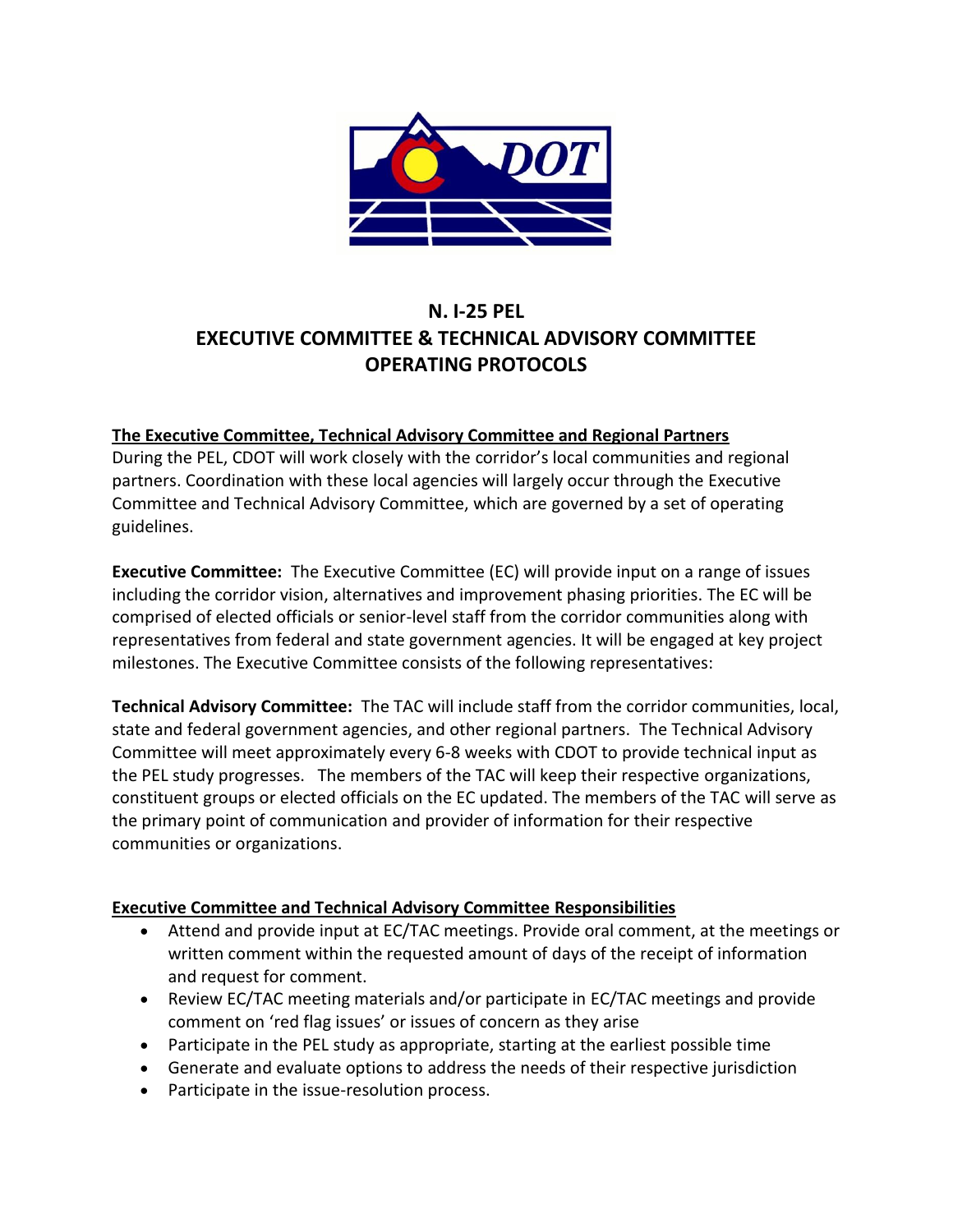# N. I-25 PEL
# EXECUTIVE COMMITTEE & TECHNICAL ADVISORY COMMITTEE OPERATING PROTOCOLS

## The Executive Committee, Technical Advisory Committee and Regional Partners

During the PEL, CDOT will work closely with the corridor's local communities and regional partners. Coordination with these local agencies will largely occur through the Executive Committee and Technical Advisory Committee, which are governed by a set of operating guidelines.

**Executive Committee:** The Executive Committee (EC) will provide input on a range of issues including the corridor vision, alternatives and improvement phasing priorities. The EC will be comprised of elected officials or senior-level staff from the corridor communities along with representatives from federal and state government agencies. It will be engaged at key project milestones. The Executive Committee consists of the following representatives:

**Technical Advisory Committee:** The TAC will include staff from the corridor communities, local, state and federal government agencies, and other regional partners. The Technical Advisory Committee will meet approximately every 6-8 weeks with CDOT to provide technical input as the PEL study progresses. The members of the TAC will keep their respective organizations, constituent groups or elected officials on the EC updated. The members of the TAC will serve as the primary point of communication and provider of information for their respective communities or organizations.

## Executive Committee and Technical Advisory Committee Responsibilities

- Attend and provide input at EC/TAC meetings. Provide oral comment, at the meetings or written comment within the requested amount of days of the receipt of information and request for comment.
- Review EC/TAC meeting materials and/or participate in EC/TAC meetings and provide comment on 'red flag issues' or issues of concern as they arise
- Participate in the PEL study as appropriate, starting at the earliest possible time
- Generate and evaluate options to address the needs of their respective jurisdiction
- Participate in the issue-resolution process.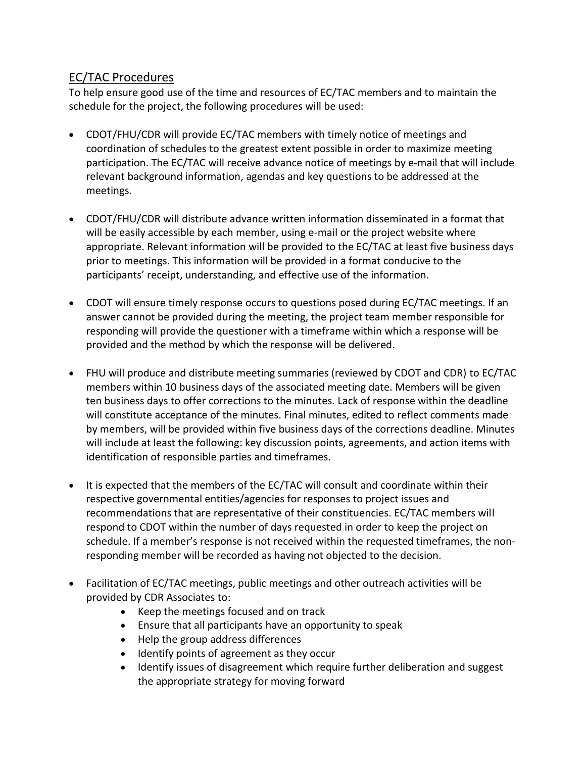## EC/TAC Procedures

To help ensure good use of the time and resources of EC/TAC members and to maintain the schedule for the project, the following procedures will be used:

- CDOT/FHU/CDR will provide EC/TAC members with timely notice of meetings and coordination of schedules to the greatest extent possible in order to maximize meeting participation. The EC/TAC will receive advance notice of meetings by e-mail that will include relevant background information, agendas and key questions to be addressed at the meetings.

- CDOT/FHU/CDR will distribute advance written information disseminated in a format that will be easily accessible by each member, using e-mail or the project website where appropriate. Relevant information will be provided to the EC/TAC at least five business days prior to meetings. This information will be provided in a format conducive to the participants' receipt, understanding, and effective use of the information.

- CDOT will ensure timely response occurs to questions posed during EC/TAC meetings. If an answer cannot be provided during the meeting, the project team member responsible for responding will provide the questioner with a timeframe within which a response will be provided and the method by which the response will be delivered.

- FHU will produce and distribute meeting summaries (reviewed by CDOT and CDR) to EC/TAC members within 10 business days of the associated meeting date. Members will be given ten business days to offer corrections to the minutes. Lack of response within the deadline will constitute acceptance of the minutes. Final minutes, edited to reflect comments made by members, will be provided within five business days of the corrections deadline. Minutes will include at least the following: key discussion points, agreements, and action items with identification of responsible parties and timeframes.

- It is expected that the members of the EC/TAC will consult and coordinate within their respective governmental entities/agencies for responses to project issues and recommendations that are representative of their constituencies. EC/TAC members will respond to CDOT within the number of days requested in order to keep the project on schedule. If a member's response is not received within the requested timeframes, the non-responding member will be recorded as having not objected to the decision.

- Facilitation of EC/TAC meetings, public meetings and other outreach activities will be provided by CDR Associates to:
    - Keep the meetings focused and on track
    - Ensure that all participants have an opportunity to speak
    - Help the group address differences
    - Identify points of agreement as they occur
    - Identify issues of disagreement which require further deliberation and suggest the appropriate strategy for moving forward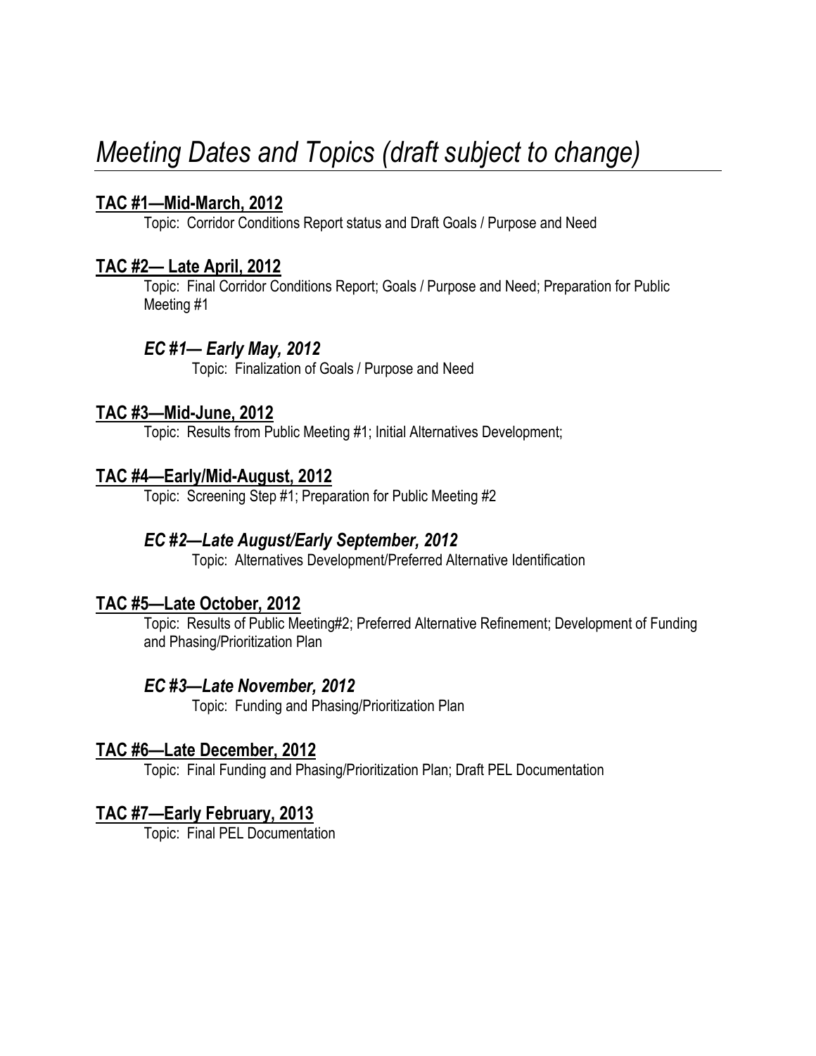# *Meeting Dates and Topics (draft subject to change)*

**TAC #1—Mid-March, 2012**

Topic: Corridor Conditions Report status and Draft Goals / Purpose and Need

**TAC #2— Late April, 2012**

Topic: Final Corridor Conditions Report; Goals / Purpose and Need; Preparation for Public Meeting #1

***EC #1— Early May, 2012***

Topic: Finalization of Goals / Purpose and Need

**TAC #3—Mid-June, 2012**

Topic: Results from Public Meeting #1; Initial Alternatives Development;

**TAC #4—Early/Mid-August, 2012**

Topic: Screening Step #1; Preparation for Public Meeting #2

***EC #2—Late August/Early September, 2012***

Topic: Alternatives Development/Preferred Alternative Identification

**TAC #5—Late October, 2012**

Topic: Results of Public Meeting#2; Preferred Alternative Refinement; Development of Funding and Phasing/Prioritization Plan

***EC #3—Late November, 2012***

Topic: Funding and Phasing/Prioritization Plan

**TAC #6—Late December, 2012**

Topic: Final Funding and Phasing/Prioritization Plan; Draft PEL Documentation

**TAC #7—Early February, 2013**

Topic: Final PEL Documentation